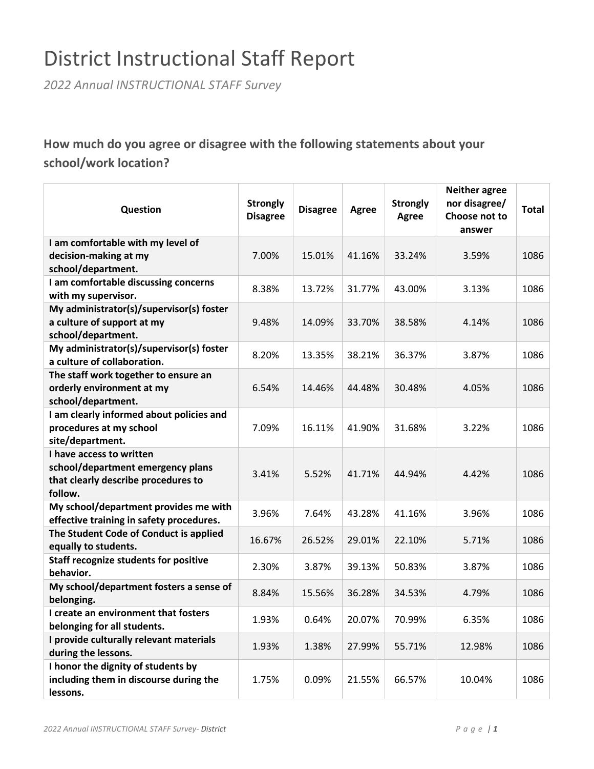# District Instructional Staff Report

*2022 Annual INSTRUCTIONAL STAFF Survey*

## How much do you agree or disagree with the following statements about your school/work location?

| Question | Strongly Disagree | Disagree | Agree | Strongly Agree | Neither agree nor disagree/ Choose not to answer | Total |
|---|---|---|---|---|---|---|
| **I am comfortable with my level of decision-making at my school/department.** | 7.00% | 15.01% | 41.16% | 33.24% | 3.59% | 1086 |
| **I am comfortable discussing concerns with my supervisor.** | 8.38% | 13.72% | 31.77% | 43.00% | 3.13% | 1086 |
| **My administrator(s)/supervisor(s) foster a culture of support at my school/department.** | 9.48% | 14.09% | 33.70% | 38.58% | 4.14% | 1086 |
| **My administrator(s)/supervisor(s) foster a culture of collaboration.** | 8.20% | 13.35% | 38.21% | 36.37% | 3.87% | 1086 |
| **The staff work together to ensure an orderly environment at my school/department.** | 6.54% | 14.46% | 44.48% | 30.48% | 4.05% | 1086 |
| **I am clearly informed about policies and procedures at my school site/department.** | 7.09% | 16.11% | 41.90% | 31.68% | 3.22% | 1086 |
| **I have access to written school/department emergency plans that clearly describe procedures to follow.** | 3.41% | 5.52% | 41.71% | 44.94% | 4.42% | 1086 |
| **My school/department provides me with effective training in safety procedures.** | 3.96% | 7.64% | 43.28% | 41.16% | 3.96% | 1086 |
| **The Student Code of Conduct is applied equally to students.** | 16.67% | 26.52% | 29.01% | 22.10% | 5.71% | 1086 |
| **Staff recognize students for positive behavior.** | 2.30% | 3.87% | 39.13% | 50.83% | 3.87% | 1086 |
| **My school/department fosters a sense of belonging.** | 8.84% | 15.56% | 36.28% | 34.53% | 4.79% | 1086 |
| **I create an environment that fosters belonging for all students.** | 1.93% | 0.64% | 20.07% | 70.99% | 6.35% | 1086 |
| **I provide culturally relevant materials during the lessons.** | 1.93% | 1.38% | 27.99% | 55.71% | 12.98% | 1086 |
| **I honor the dignity of students by including them in discourse during the lessons.** | 1.75% | 0.09% | 21.55% | 66.57% | 10.04% | 1086 |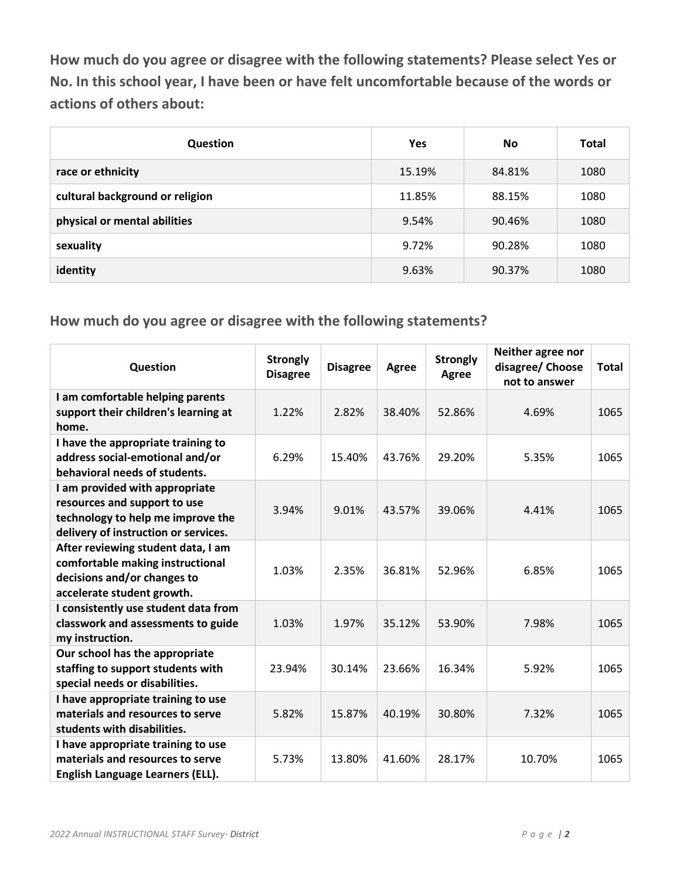### How much do you agree or disagree with the following statements? Please select Yes or No. In this school year, I have been or have felt uncomfortable because of the words or actions of others about:

| Question | Yes | No | Total |
| --- | --- | --- | --- |
| race or ethnicity | 15.19% | 84.81% | 1080 |
| cultural background or religion | 11.85% | 88.15% | 1080 |
| physical or mental abilities | 9.54% | 90.46% | 1080 |
| sexuality | 9.72% | 90.28% | 1080 |
| identity | 9.63% | 90.37% | 1080 |

### How much do you agree or disagree with the following statements?

| Question | Strongly Disagree | Disagree | Agree | Strongly Agree | Neither agree nor disagree/ Choose not to answer | Total |
| --- | --- | --- | --- | --- | --- | --- |
| I am comfortable helping parents support their children's learning at home. | 1.22% | 2.82% | 38.40% | 52.86% | 4.69% | 1065 |
| I have the appropriate training to address social-emotional and/or behavioral needs of students. | 6.29% | 15.40% | 43.76% | 29.20% | 5.35% | 1065 |
| I am provided with appropriate resources and support to use technology to help me improve the delivery of instruction or services. | 3.94% | 9.01% | 43.57% | 39.06% | 4.41% | 1065 |
| After reviewing student data, I am comfortable making instructional decisions and/or changes to accelerate student growth. | 1.03% | 2.35% | 36.81% | 52.96% | 6.85% | 1065 |
| I consistently use student data from classwork and assessments to guide my instruction. | 1.03% | 1.97% | 35.12% | 53.90% | 7.98% | 1065 |
| Our school has the appropriate staffing to support students with special needs or disabilities. | 23.94% | 30.14% | 23.66% | 16.34% | 5.92% | 1065 |
| I have appropriate training to use materials and resources to serve students with disabilities. | 5.82% | 15.87% | 40.19% | 30.80% | 7.32% | 1065 |
| I have appropriate training to use materials and resources to serve English Language Learners (ELL). | 5.73% | 13.80% | 41.60% | 28.17% | 10.70% | 1065 |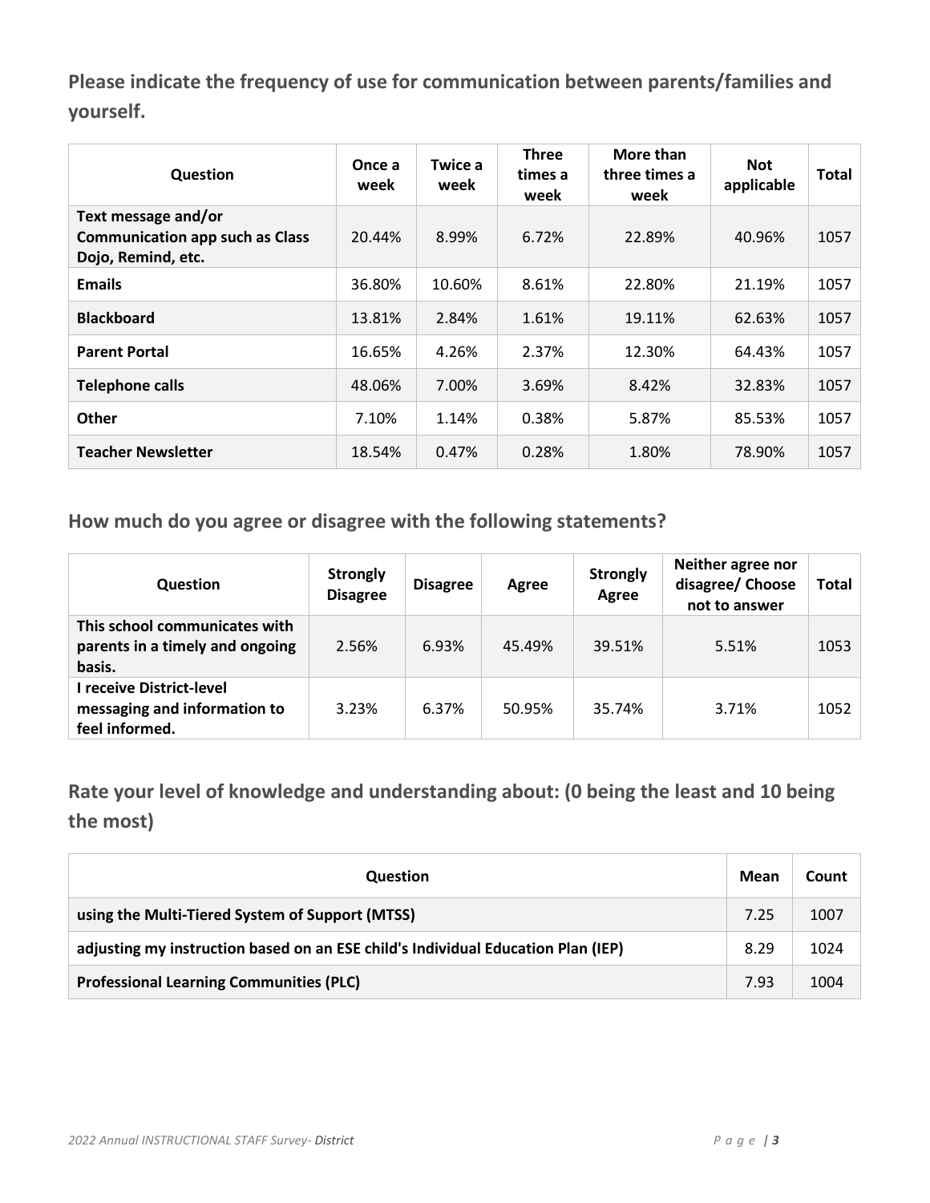## Please indicate the frequency of use for communication between parents/families and yourself.

| Question | Once a week | Twice a week | Three times a week | More than three times a week | Not applicable | Total |
|---|---|---|---|---|---|---|
| **Text message and/or Communication app such as Class Dojo, Remind, etc.** | 20.44% | 8.99% | 6.72% | 22.89% | 40.96% | 1057 |
| **Emails** | 36.80% | 10.60% | 8.61% | 22.80% | 21.19% | 1057 |
| **Blackboard** | 13.81% | 2.84% | 1.61% | 19.11% | 62.63% | 1057 |
| **Parent Portal** | 16.65% | 4.26% | 2.37% | 12.30% | 64.43% | 1057 |
| **Telephone calls** | 48.06% | 7.00% | 3.69% | 8.42% | 32.83% | 1057 |
| **Other** | 7.10% | 1.14% | 0.38% | 5.87% | 85.53% | 1057 |
| **Teacher Newsletter** | 18.54% | 0.47% | 0.28% | 1.80% | 78.90% | 1057 |

## How much do you agree or disagree with the following statements?

| Question | Strongly Disagree | Disagree | Agree | Strongly Agree | Neither agree nor disagree/ Choose not to answer | Total |
|---|---|---|---|---|---|---|
| **This school communicates with parents in a timely and ongoing basis.** | 2.56% | 6.93% | 45.49% | 39.51% | 5.51% | 1053 |
| **I receive District-level messaging and information to feel informed.** | 3.23% | 6.37% | 50.95% | 35.74% | 3.71% | 1052 |

## Rate your level of knowledge and understanding about: (0 being the least and 10 being the most)

| Question | Mean | Count |
|---|---|---|
| **using the Multi-Tiered System of Support (MTSS)** | 7.25 | 1007 |
| **adjusting my instruction based on an ESE child's Individual Education Plan (IEP)** | 8.29 | 1024 |
| **Professional Learning Communities (PLC)** | 7.93 | 1004 |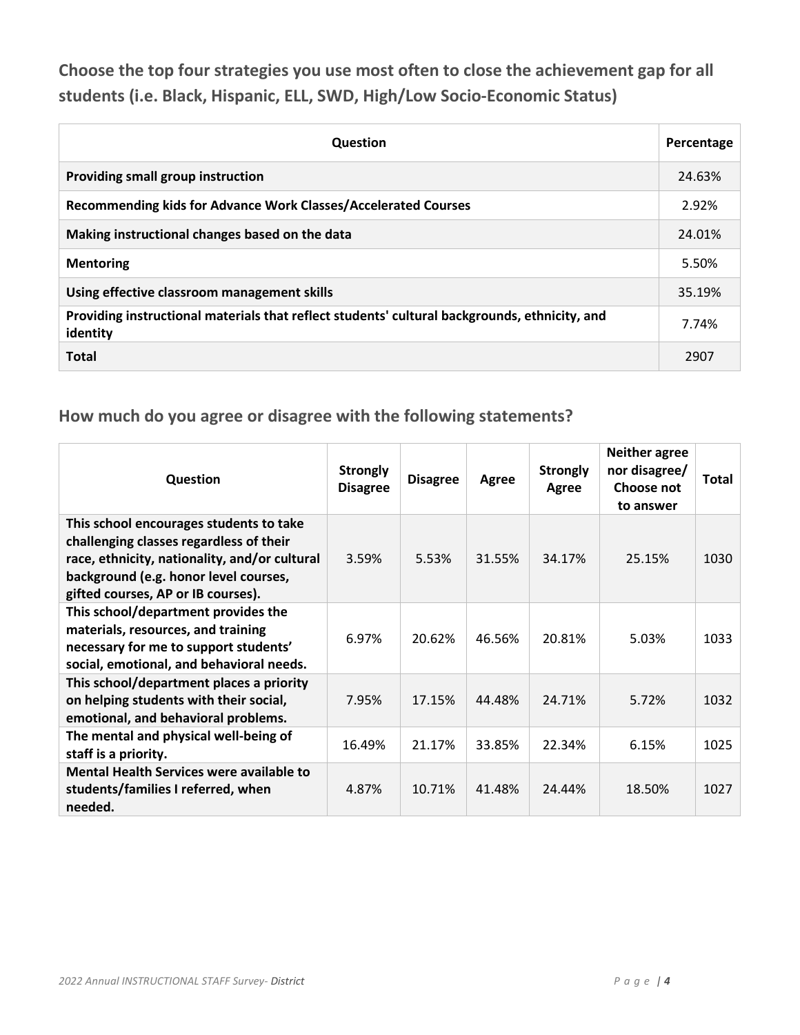## Choose the top four strategies you use most often to close the achievement gap for all students (i.e. Black, Hispanic, ELL, SWD, High/Low Socio-Economic Status)

| Question | Percentage |
|---|---|
| **Providing small group instruction** | 24.63% |
| **Recommending kids for Advance Work Classes/Accelerated Courses** | 2.92% |
| **Making instructional changes based on the data** | 24.01% |
| **Mentoring** | 5.50% |
| **Using effective classroom management skills** | 35.19% |
| **Providing instructional materials that reflect students' cultural backgrounds, ethnicity, and identity** | 7.74% |
| **Total** | 2907 |

## How much do you agree or disagree with the following statements?

| Question | Strongly Disagree | Disagree | Agree | Strongly Agree | Neither agree nor disagree/ Choose not to answer | Total |
|---|---|---|---|---|---|---|
| **This school encourages students to take challenging classes regardless of their race, ethnicity, nationality, and/or cultural background (e.g. honor level courses, gifted courses, AP or IB courses).** | 3.59% | 5.53% | 31.55% | 34.17% | 25.15% | 1030 |
| **This school/department provides the materials, resources, and training necessary for me to support students' social, emotional, and behavioral needs.** | 6.97% | 20.62% | 46.56% | 20.81% | 5.03% | 1033 |
| **This school/department places a priority on helping students with their social, emotional, and behavioral problems.** | 7.95% | 17.15% | 44.48% | 24.71% | 5.72% | 1032 |
| **The mental and physical well-being of staff is a priority.** | 16.49% | 21.17% | 33.85% | 22.34% | 6.15% | 1025 |
| **Mental Health Services were available to students/families I referred, when needed.** | 4.87% | 10.71% | 41.48% | 24.44% | 18.50% | 1027 |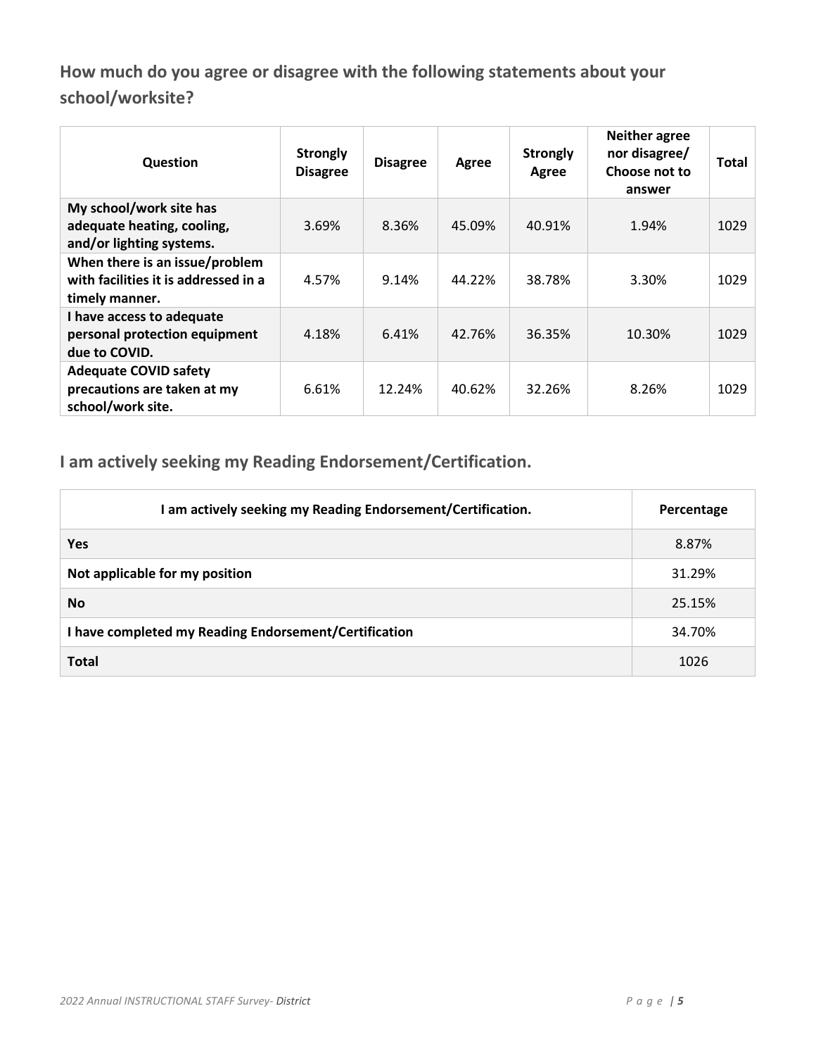## How much do you agree or disagree with the following statements about your school/worksite?

| Question | Strongly Disagree | Disagree | Agree | Strongly Agree | Neither agree nor disagree/ Choose not to answer | Total |
|---|---|---|---|---|---|---|
| **My school/work site has adequate heating, cooling, and/or lighting systems.** | 3.69% | 8.36% | 45.09% | 40.91% | 1.94% | 1029 |
| **When there is an issue/problem with facilities it is addressed in a timely manner.** | 4.57% | 9.14% | 44.22% | 38.78% | 3.30% | 1029 |
| **I have access to adequate personal protection equipment due to COVID.** | 4.18% | 6.41% | 42.76% | 36.35% | 10.30% | 1029 |
| **Adequate COVID safety precautions are taken at my school/work site.** | 6.61% | 12.24% | 40.62% | 32.26% | 8.26% | 1029 |

## I am actively seeking my Reading Endorsement/Certification.

| I am actively seeking my Reading Endorsement/Certification. | Percentage |
|---|---|
| **Yes** | 8.87% |
| **Not applicable for my position** | 31.29% |
| **No** | 25.15% |
| **I have completed my Reading Endorsement/Certification** | 34.70% |
| **Total** | 1026 |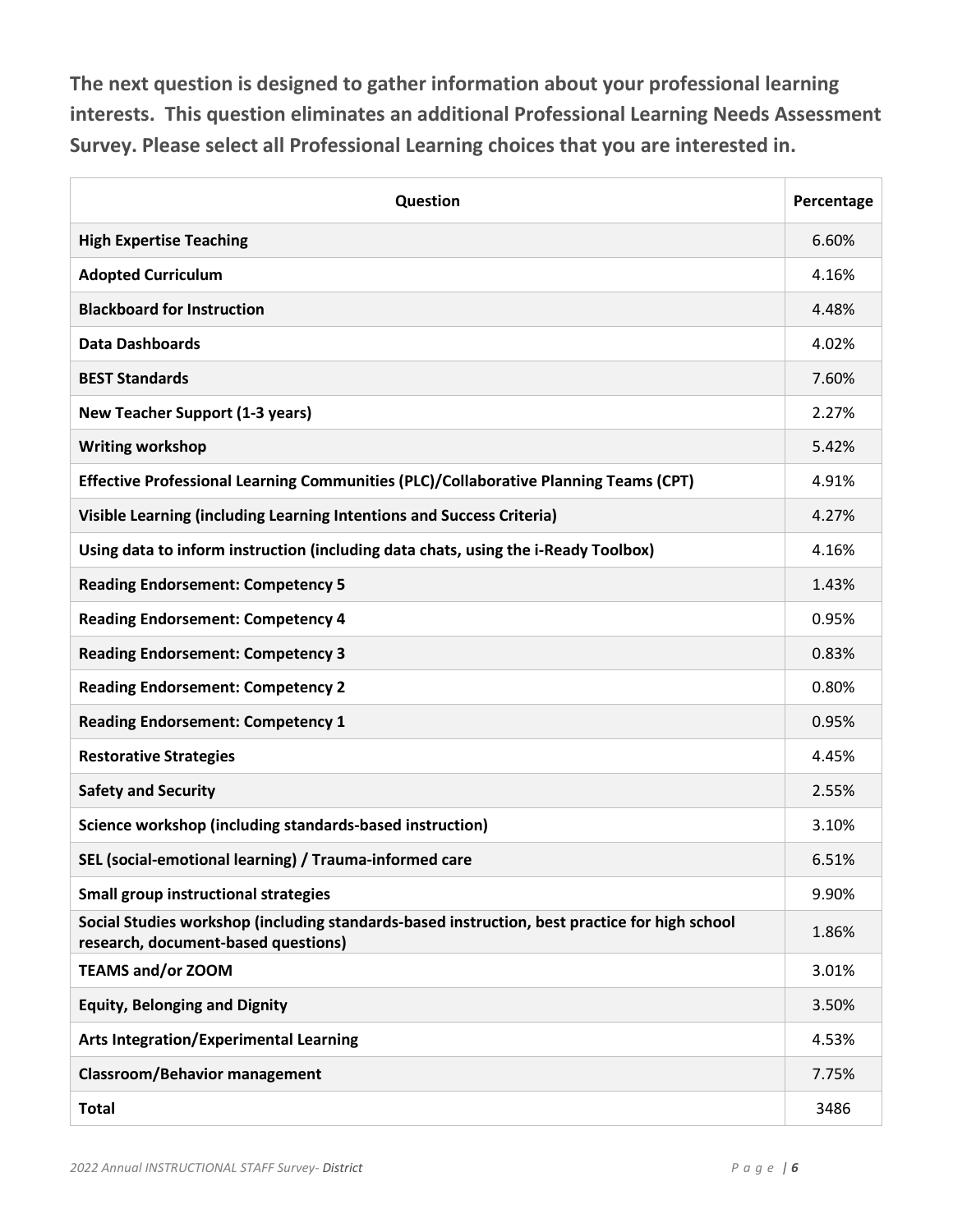**The next question is designed to gather information about your professional learning interests. This question eliminates an additional Professional Learning Needs Assessment Survey. Please select all Professional Learning choices that you are interested in.**

| Question | Percentage |
|---|---|
| **High Expertise Teaching** | 6.60% |
| **Adopted Curriculum** | 4.16% |
| **Blackboard for Instruction** | 4.48% |
| **Data Dashboards** | 4.02% |
| **BEST Standards** | 7.60% |
| **New Teacher Support (1-3 years)** | 2.27% |
| **Writing workshop** | 5.42% |
| **Effective Professional Learning Communities (PLC)/Collaborative Planning Teams (CPT)** | 4.91% |
| **Visible Learning (including Learning Intentions and Success Criteria)** | 4.27% |
| **Using data to inform instruction (including data chats, using the i-Ready Toolbox)** | 4.16% |
| **Reading Endorsement: Competency 5** | 1.43% |
| **Reading Endorsement: Competency 4** | 0.95% |
| **Reading Endorsement: Competency 3** | 0.83% |
| **Reading Endorsement: Competency 2** | 0.80% |
| **Reading Endorsement: Competency 1** | 0.95% |
| **Restorative Strategies** | 4.45% |
| **Safety and Security** | 2.55% |
| **Science workshop (including standards-based instruction)** | 3.10% |
| **SEL (social-emotional learning) / Trauma-informed care** | 6.51% |
| **Small group instructional strategies** | 9.90% |
| **Social Studies workshop (including standards-based instruction, best practice for high school research, document-based questions)** | 1.86% |
| **TEAMS and/or ZOOM** | 3.01% |
| **Equity, Belonging and Dignity** | 3.50% |
| **Arts Integration/Experimental Learning** | 4.53% |
| **Classroom/Behavior management** | 7.75% |
| **Total** | 3486 |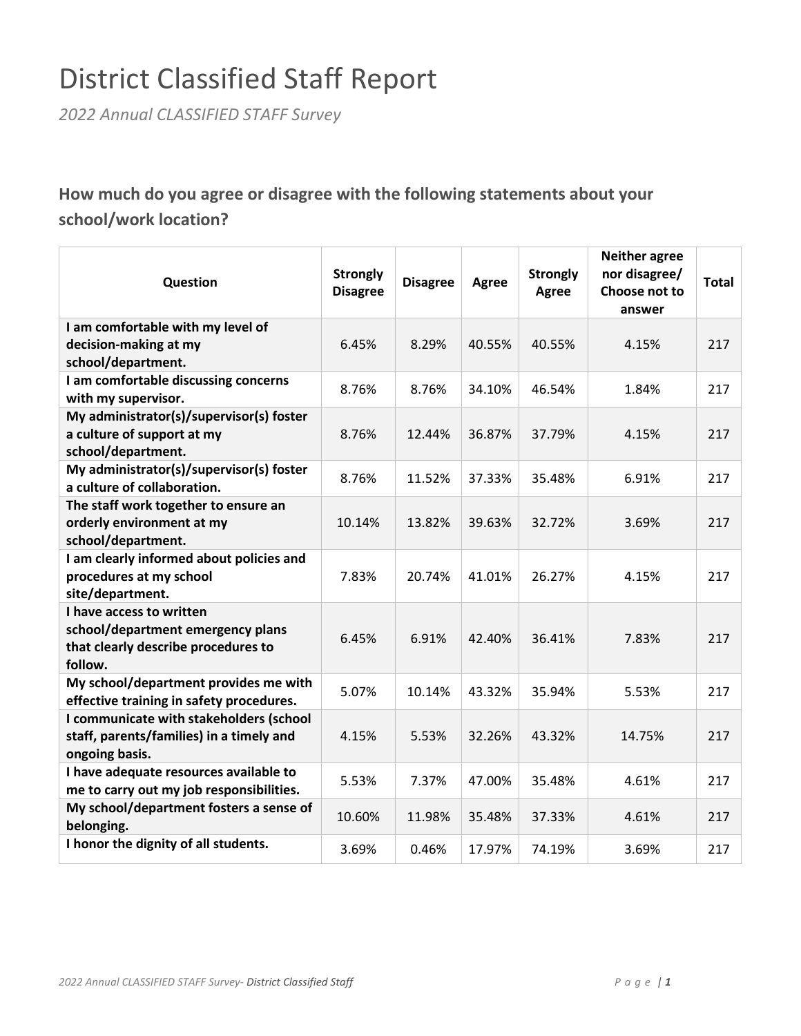# District Classified Staff Report

*2022 Annual CLASSIFIED STAFF Survey*

### How much do you agree or disagree with the following statements about your school/work location?

| Question | Strongly Disagree | Disagree | Agree | Strongly Agree | Neither agree nor disagree/ Choose not to answer | Total |
|---|---|---|---|---|---|---|
| **I am comfortable with my level of decision-making at my school/department.** | 6.45% | 8.29% | 40.55% | 40.55% | 4.15% | 217 |
| **I am comfortable discussing concerns with my supervisor.** | 8.76% | 8.76% | 34.10% | 46.54% | 1.84% | 217 |
| **My administrator(s)/supervisor(s) foster a culture of support at my school/department.** | 8.76% | 12.44% | 36.87% | 37.79% | 4.15% | 217 |
| **My administrator(s)/supervisor(s) foster a culture of collaboration.** | 8.76% | 11.52% | 37.33% | 35.48% | 6.91% | 217 |
| **The staff work together to ensure an orderly environment at my school/department.** | 10.14% | 13.82% | 39.63% | 32.72% | 3.69% | 217 |
| **I am clearly informed about policies and procedures at my school site/department.** | 7.83% | 20.74% | 41.01% | 26.27% | 4.15% | 217 |
| **I have access to written school/department emergency plans that clearly describe procedures to follow.** | 6.45% | 6.91% | 42.40% | 36.41% | 7.83% | 217 |
| **My school/department provides me with effective training in safety procedures.** | 5.07% | 10.14% | 43.32% | 35.94% | 5.53% | 217 |
| **I communicate with stakeholders (school staff, parents/families) in a timely and ongoing basis.** | 4.15% | 5.53% | 32.26% | 43.32% | 14.75% | 217 |
| **I have adequate resources available to me to carry out my job responsibilities.** | 5.53% | 7.37% | 47.00% | 35.48% | 4.61% | 217 |
| **My school/department fosters a sense of belonging.** | 10.60% | 11.98% | 35.48% | 37.33% | 4.61% | 217 |
| **I honor the dignity of all students.** | 3.69% | 0.46% | 17.97% | 74.19% | 3.69% | 217 |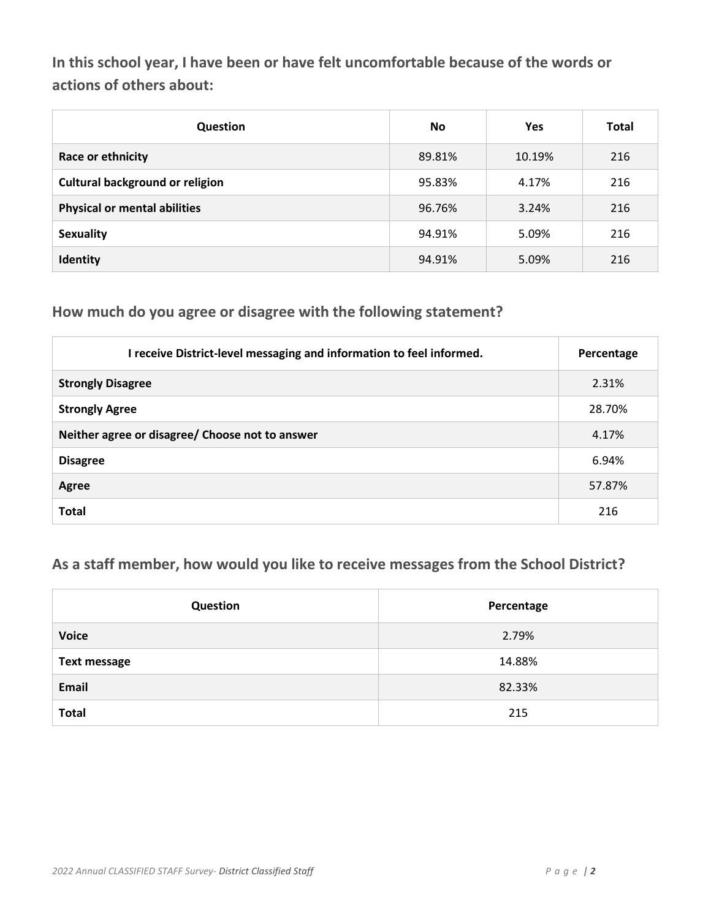## In this school year, I have been or have felt uncomfortable because of the words or actions of others about:

| Question | No | Yes | Total |
|---|---|---|---|
| **Race or ethnicity** | 89.81% | 10.19% | 216 |
| **Cultural background or religion** | 95.83% | 4.17% | 216 |
| **Physical or mental abilities** | 96.76% | 3.24% | 216 |
| **Sexuality** | 94.91% | 5.09% | 216 |
| **Identity** | 94.91% | 5.09% | 216 |

### How much do you agree or disagree with the following statement?

| I receive District-level messaging and information to feel informed. | Percentage |
|---|---|
| **Strongly Disagree** | 2.31% |
| **Strongly Agree** | 28.70% |
| **Neither agree or disagree/ Choose not to answer** | 4.17% |
| **Disagree** | 6.94% |
| **Agree** | 57.87% |
| **Total** | 216 |

### As a staff member, how would you like to receive messages from the School District?

| Question | Percentage |
|---|---|
| **Voice** | 2.79% |
| **Text message** | 14.88% |
| **Email** | 82.33% |
| **Total** | 215 |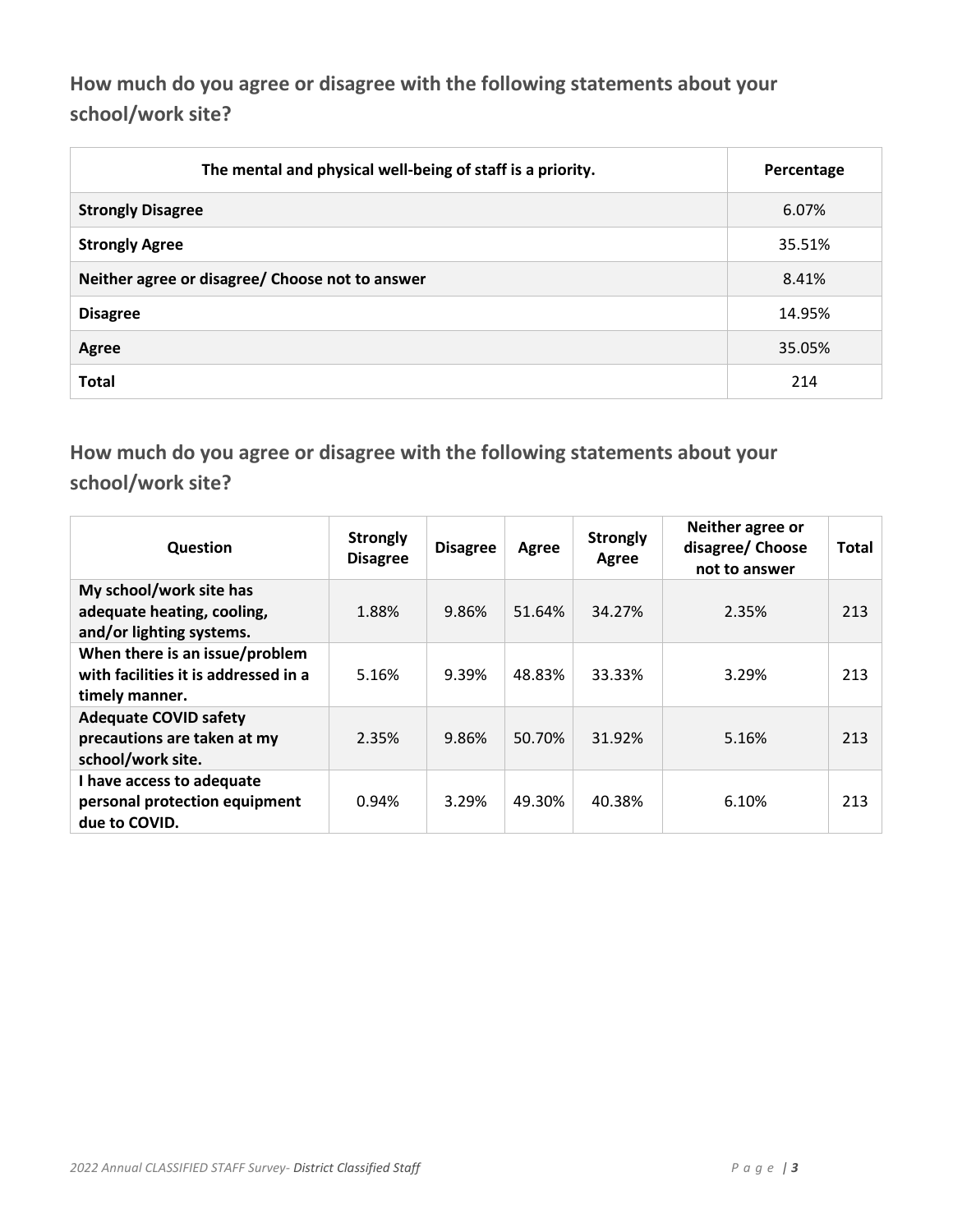## How much do you agree or disagree with the following statements about your school/work site?

| The mental and physical well-being of staff is a priority. | Percentage |
|---|---|
| **Strongly Disagree** | 6.07% |
| **Strongly Agree** | 35.51% |
| **Neither agree or disagree/ Choose not to answer** | 8.41% |
| **Disagree** | 14.95% |
| **Agree** | 35.05% |
| **Total** | 214 |

## How much do you agree or disagree with the following statements about your school/work site?

| Question | Strongly Disagree | Disagree | Agree | Strongly Agree | Neither agree or disagree/ Choose not to answer | Total |
|---|---|---|---|---|---|---|
| **My school/work site has adequate heating, cooling, and/or lighting systems.** | 1.88% | 9.86% | 51.64% | 34.27% | 2.35% | 213 |
| **When there is an issue/problem with facilities it is addressed in a timely manner.** | 5.16% | 9.39% | 48.83% | 33.33% | 3.29% | 213 |
| **Adequate COVID safety precautions are taken at my school/work site.** | 2.35% | 9.86% | 50.70% | 31.92% | 5.16% | 213 |
| **I have access to adequate personal protection equipment due to COVID.** | 0.94% | 3.29% | 49.30% | 40.38% | 6.10% | 213 |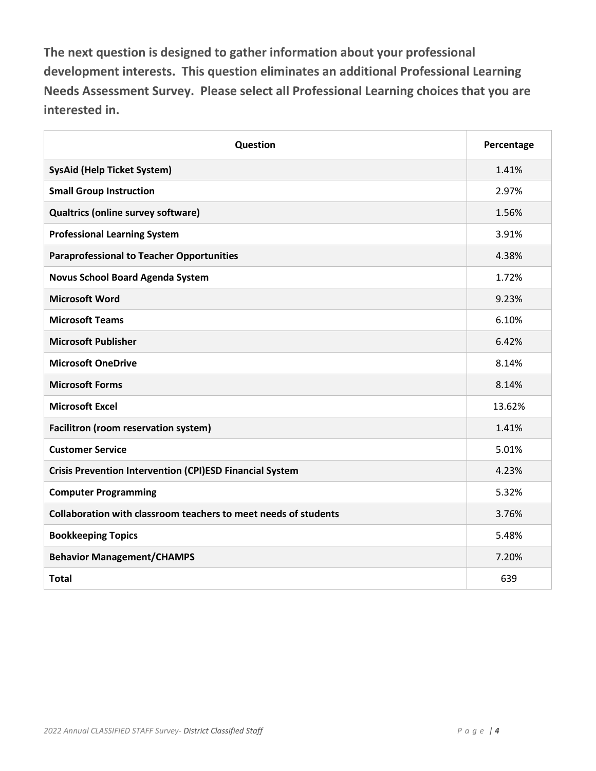**The next question is designed to gather information about your professional development interests. This question eliminates an additional Professional Learning Needs Assessment Survey. Please select all Professional Learning choices that you are interested in.**

| Question | Percentage |
|---|---|
| **SysAid (Help Ticket System)** | 1.41% |
| **Small Group Instruction** | 2.97% |
| **Qualtrics (online survey software)** | 1.56% |
| **Professional Learning System** | 3.91% |
| **Paraprofessional to Teacher Opportunities** | 4.38% |
| **Novus School Board Agenda System** | 1.72% |
| **Microsoft Word** | 9.23% |
| **Microsoft Teams** | 6.10% |
| **Microsoft Publisher** | 6.42% |
| **Microsoft OneDrive** | 8.14% |
| **Microsoft Forms** | 8.14% |
| **Microsoft Excel** | 13.62% |
| **Facilitron (room reservation system)** | 1.41% |
| **Customer Service** | 5.01% |
| **Crisis Prevention Intervention (CPI)ESD Financial System** | 4.23% |
| **Computer Programming** | 5.32% |
| **Collaboration with classroom teachers to meet needs of students** | 3.76% |
| **Bookkeeping Topics** | 5.48% |
| **Behavior Management/CHAMPS** | 7.20% |
| **Total** | 639 |